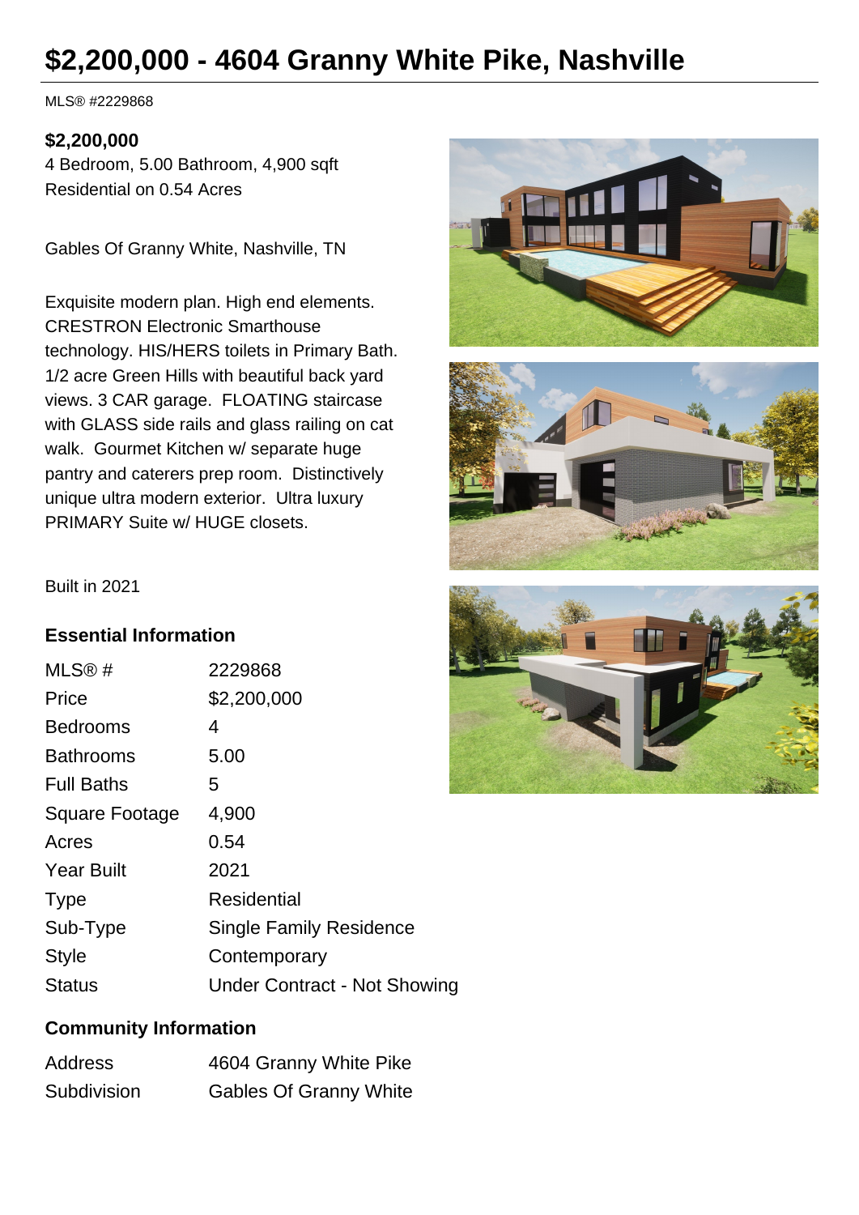# $2,200,000 - 4604 Granny White Pike, Nashville

MLS® #2229868

**$2,200,000**

4 Bedroom, 5.00 Bathroom, 4,900 sqft
Residential on 0.54 Acres

Gables Of Granny White, Nashville, TN

Exquisite modern plan. High end elements. CRESTRON Electronic Smarthouse technology. HIS/HERS toilets in Primary Bath. 1/2 acre Green Hills with beautiful back yard views. 3 CAR garage. FLOATING staircase with GLASS side rails and glass railing on cat walk. Gourmet Kitchen w/ separate huge pantry and caterers prep room. Distinctively unique ultra modern exterior. Ultra luxury PRIMARY Suite w/ HUGE closets.

Built in 2021

### Essential Information

| | |
|---|---|
| MLS® # | 2229868 |
| Price | $2,200,000 |
| Bedrooms | 4 |
| Bathrooms | 5.00 |
| Full Baths | 5 |
| Square Footage | 4,900 |
| Acres | 0.54 |
| Year Built | 2021 |
| Type | Residential |
| Sub-Type | Single Family Residence |
| Style | Contemporary |
| Status | Under Contract - Not Showing |

### Community Information

| | |
|---|---|
| Address | 4604 Granny White Pike |
| Subdivision | Gables Of Granny White |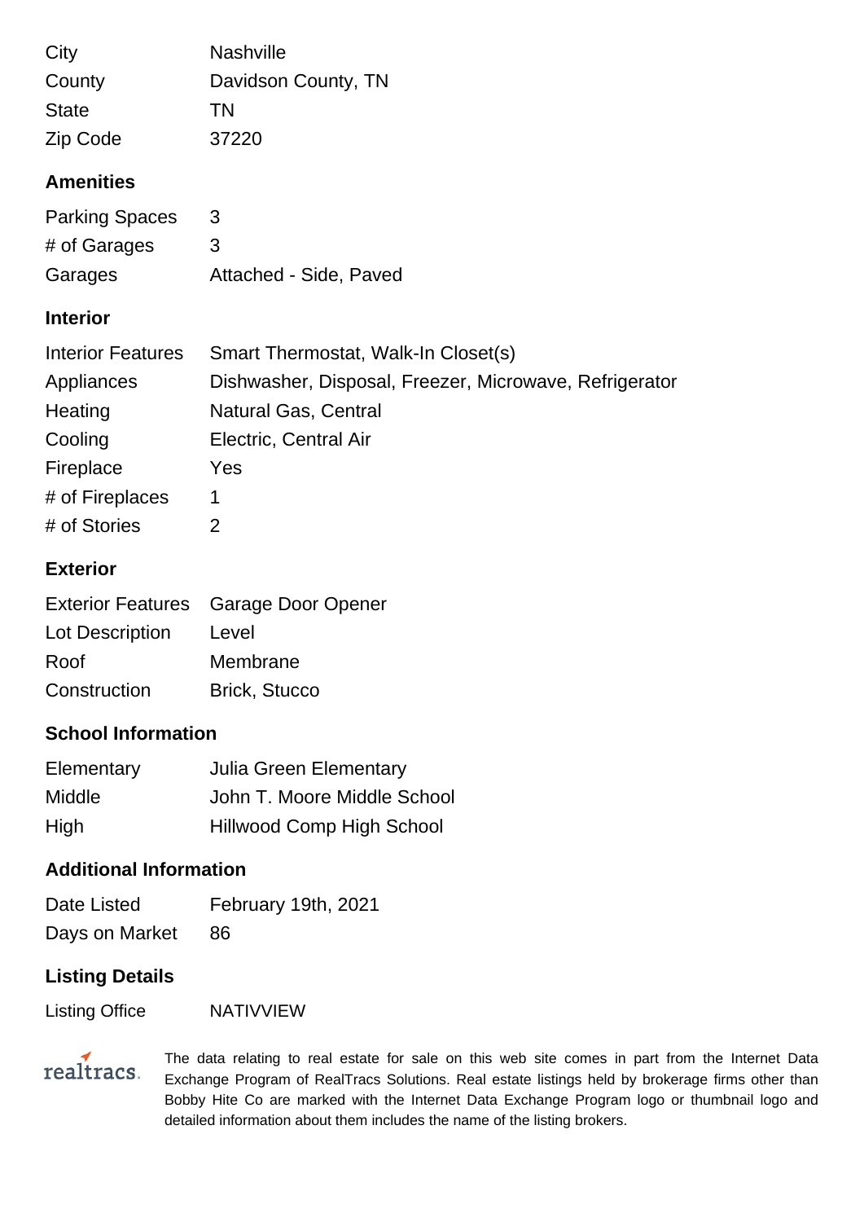| | |
|---|---|
| City | Nashville |
| County | Davidson County, TN |
| State | TN |
| Zip Code | 37220 |

## Amenities

| | |
|---|---|
| Parking Spaces | 3 |
| # of Garages | 3 |
| Garages | Attached - Side, Paved |

## Interior

| | |
|---|---|
| Interior Features | Smart Thermostat, Walk-In Closet(s) |
| Appliances | Dishwasher, Disposal, Freezer, Microwave, Refrigerator |
| Heating | Natural Gas, Central |
| Cooling | Electric, Central Air |
| Fireplace | Yes |
| # of Fireplaces | 1 |
| # of Stories | 2 |

## Exterior

| | |
|---|---|
| Exterior Features | Garage Door Opener |
| Lot Description | Level |
| Roof | Membrane |
| Construction | Brick, Stucco |

## School Information

| | |
|---|---|
| Elementary | Julia Green Elementary |
| Middle | John T. Moore Middle School |
| High | Hillwood Comp High School |

## Additional Information

| | |
|---|---|
| Date Listed | February 19th, 2021 |
| Days on Market | 86 |

## Listing Details

| | |
|---|---|
| Listing Office | NATIVVIEW |

realtracs.

The data relating to real estate for sale on this web site comes in part from the Internet Data Exchange Program of RealTracs Solutions. Real estate listings held by brokerage firms other than Bobby Hite Co are marked with the Internet Data Exchange Program logo or thumbnail logo and detailed information about them includes the name of the listing brokers.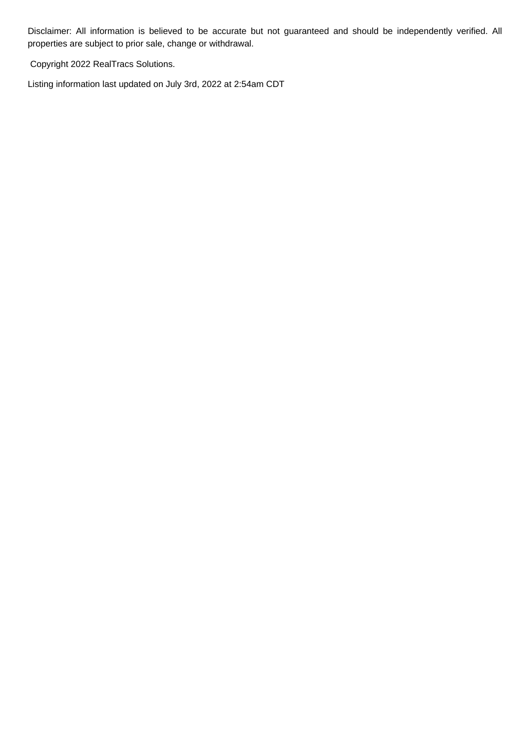Disclaimer: All information is believed to be accurate but not guaranteed and should be independently verified. All properties are subject to prior sale, change or withdrawal.

Copyright 2022 RealTracs Solutions.

Listing information last updated on July 3rd, 2022 at 2:54am CDT